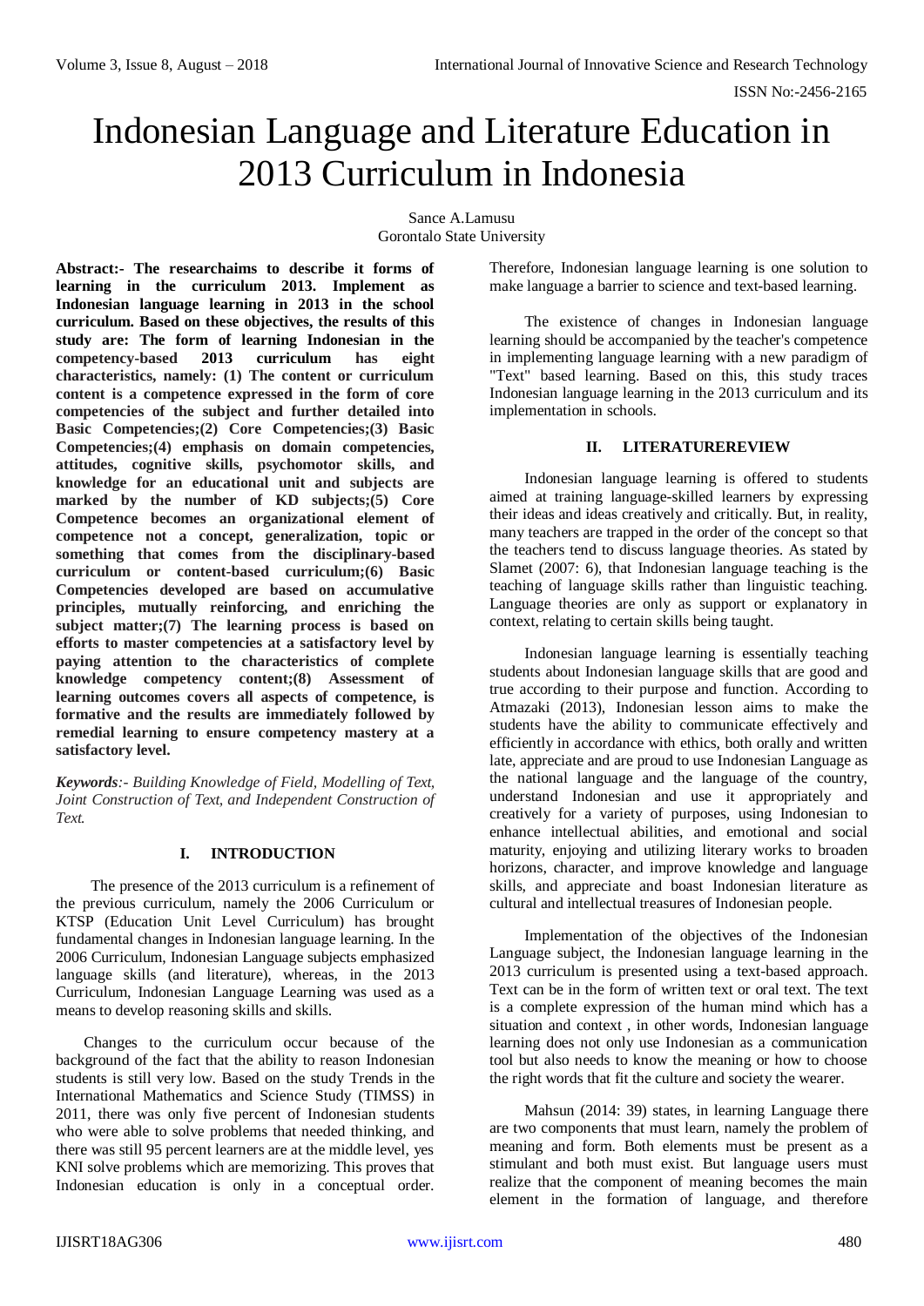# Indonesian Language and Literature Education in 2013 Curriculum in Indonesia

Sance A.Lamusu
Gorontalo State University

**Abstract:- The researchaims to describe it forms of learning in the curriculum 2013. Implement as Indonesian language learning in 2013 in the school curriculum. Based on these objectives, the results of this study are: The form of learning Indonesian in the competency-based 2013 curriculum has eight characteristics, namely: (1) The content or curriculum content is a competence expressed in the form of core competencies of the subject and further detailed into Basic Competencies;(2) Core Competencies;(3) Basic Competencies;(4) emphasis on domain competencies, attitudes, cognitive skills, psychomotor skills, and knowledge for an educational unit and subjects are marked by the number of KD subjects;(5) Core Competence becomes an organizational element of competence not a concept, generalization, topic or something that comes from the disciplinary-based curriculum or content-based curriculum;(6) Basic Competencies developed are based on accumulative principles, mutually reinforcing, and enriching the subject matter;(7) The learning process is based on efforts to master competencies at a satisfactory level by paying attention to the characteristics of complete knowledge competency content;(8) Assessment of learning outcomes covers all aspects of competence, is formative and the results are immediately followed by remedial learning to ensure competency mastery at a satisfactory level.**

***Keywords**:- Building Knowledge of Field, Modelling of Text, Joint Construction of Text, and Independent Construction of Text.*

## I. INTRODUCTION

The presence of the 2013 curriculum is a refinement of the previous curriculum, namely the 2006 Curriculum or KTSP (Education Unit Level Curriculum) has brought fundamental changes in Indonesian language learning. In the 2006 Curriculum, Indonesian Language subjects emphasized language skills (and literature), whereas, in the 2013 Curriculum, Indonesian Language Learning was used as a means to develop reasoning skills and skills.

Changes to the curriculum occur because of the background of the fact that the ability to reason Indonesian students is still very low. Based on the study Trends in the International Mathematics and Science Study (TIMSS) in 2011, there was only five percent of Indonesian students who were able to solve problems that needed thinking, and there was still 95 percent learners are at the middle level, yes KNI solve problems which are memorizing. This proves that Indonesian education is only in a conceptual order. Therefore, Indonesian language learning is one solution to make language a barrier to science and text-based learning.

The existence of changes in Indonesian language learning should be accompanied by the teacher's competence in implementing language learning with a new paradigm of "Text" based learning. Based on this, this study traces Indonesian language learning in the 2013 curriculum and its implementation in schools.

## II. LITERATUREREVIEW

Indonesian language learning is offered to students aimed at training language-skilled learners by expressing their ideas and ideas creatively and critically. But, in reality, many teachers are trapped in the order of the concept so that the teachers tend to discuss language theories. As stated by Slamet (2007: 6), that Indonesian language teaching is the teaching of language skills rather than linguistic teaching. Language theories are only as support or explanatory in context, relating to certain skills being taught.

Indonesian language learning is essentially teaching students about Indonesian language skills that are good and true according to their purpose and function. According to Atmazaki (2013), Indonesian lesson aims to make the students have the ability to communicate effectively and efficiently in accordance with ethics, both orally and written late, appreciate and are proud to use Indonesian Language as the national language and the language of the country, understand Indonesian and use it appropriately and creatively for a variety of purposes, using Indonesian to enhance intellectual abilities, and emotional and social maturity, enjoying and utilizing literary works to broaden horizons, character, and improve knowledge and language skills, and appreciate and boast Indonesian literature as cultural and intellectual treasures of Indonesian people.

Implementation of the objectives of the Indonesian Language subject, the Indonesian language learning in the 2013 curriculum is presented using a text-based approach. Text can be in the form of written text or oral text. The text is a complete expression of the human mind which has a situation and context , in other words, Indonesian language learning does not only use Indonesian as a communication tool but also needs to know the meaning or how to choose the right words that fit the culture and society the wearer.

Mahsun (2014: 39) states, in learning Language there are two components that must learn, namely the problem of meaning and form. Both elements must be present as a stimulant and both must exist. But language users must realize that the component of meaning becomes the main element in the formation of language, and therefore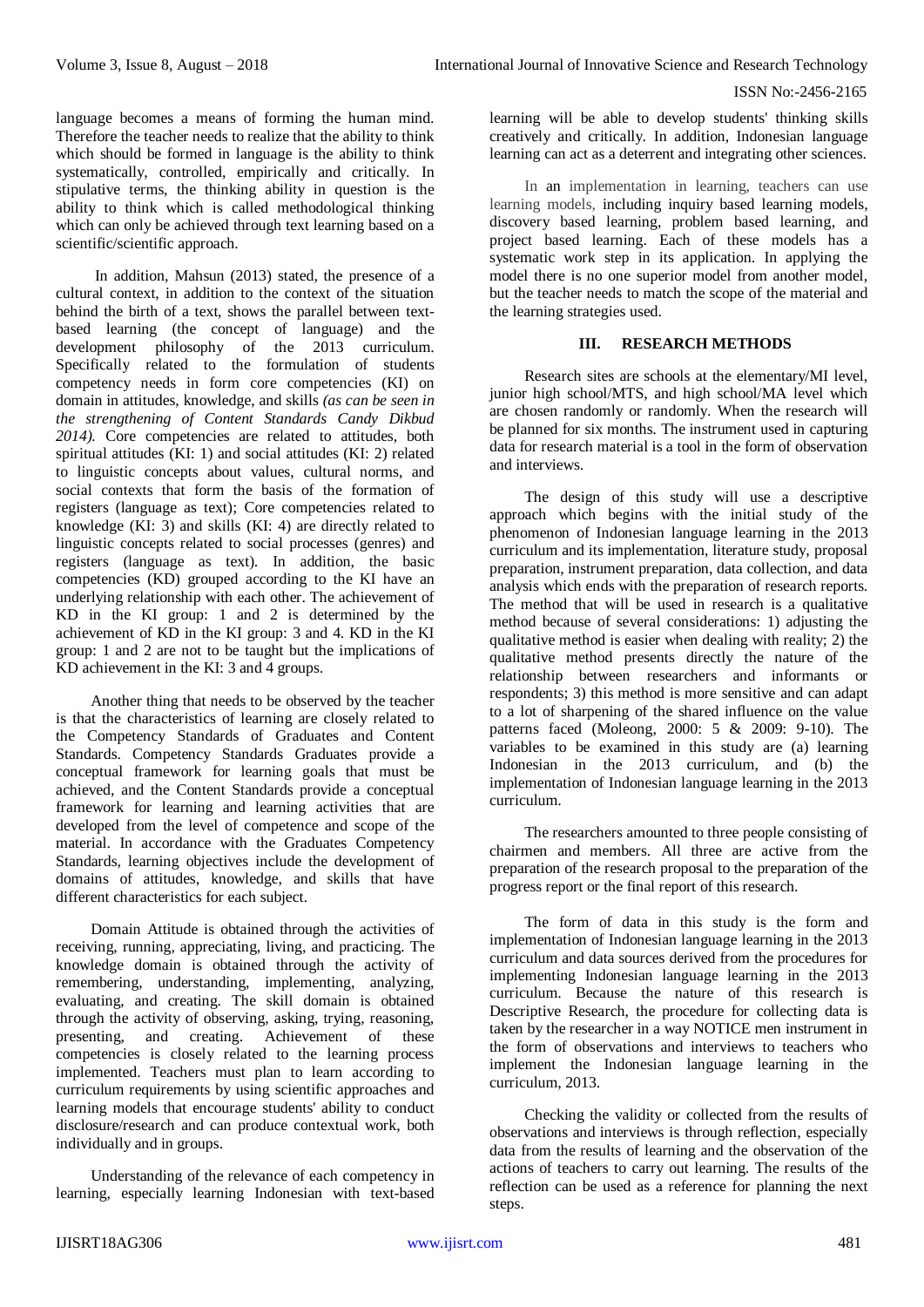language becomes a means of forming the human mind. Therefore the teacher needs to realize that the ability to think which should be formed in language is the ability to think systematically, controlled, empirically and critically. In stipulative terms, the thinking ability in question is the ability to think which is called methodological thinking which can only be achieved through text learning based on a scientific/scientific approach.

In addition, Mahsun (2013) stated, the presence of a cultural context, in addition to the context of the situation behind the birth of a text, shows the parallel between text-based learning (the concept of language) and the development philosophy of the 2013 curriculum. Specifically related to the formulation of students competency needs in form core competencies (KI) on domain in attitudes, knowledge, and skills *(as can be seen in the strengthening of Content Standards Candy Dikbud 2014).* Core competencies are related to attitudes, both spiritual attitudes (KI: 1) and social attitudes (KI: 2) related to linguistic concepts about values, cultural norms, and social contexts that form the basis of the formation of registers (language as text); Core competencies related to knowledge (KI: 3) and skills (KI: 4) are directly related to linguistic concepts related to social processes (genres) and registers (language as text). In addition, the basic competencies (KD) grouped according to the KI have an underlying relationship with each other. The achievement of KD in the KI group: 1 and 2 is determined by the achievement of KD in the KI group: 3 and 4. KD in the KI group: 1 and 2 are not to be taught but the implications of KD achievement in the KI: 3 and 4 groups.

Another thing that needs to be observed by the teacher is that the characteristics of learning are closely related to the Competency Standards of Graduates and Content Standards. Competency Standards Graduates provide a conceptual framework for learning goals that must be achieved, and the Content Standards provide a conceptual framework for learning and learning activities that are developed from the level of competence and scope of the material. In accordance with the Graduates Competency Standards, learning objectives include the development of domains of attitudes, knowledge, and skills that have different characteristics for each subject.

Domain Attitude is obtained through the activities of receiving, running, appreciating, living, and practicing. The knowledge domain is obtained through the activity of remembering, understanding, implementing, analyzing, evaluating, and creating. The skill domain is obtained through the activity of observing, asking, trying, reasoning, presenting, and creating. Achievement of these competencies is closely related to the learning process implemented. Teachers must plan to learn according to curriculum requirements by using scientific approaches and learning models that encourage students' ability to conduct disclosure/research and can produce contextual work, both individually and in groups.

Understanding of the relevance of each competency in learning, especially learning Indonesian with text-based learning will be able to develop students' thinking skills creatively and critically. In addition, Indonesian language learning can act as a deterrent and integrating other sciences.

In an implementation in learning, teachers can use learning models, including inquiry based learning models, discovery based learning, problem based learning, and project based learning. Each of these models has a systematic work step in its application. In applying the model there is no one superior model from another model, but the teacher needs to match the scope of the material and the learning strategies used.

## III. RESEARCH METHODS

Research sites are schools at the elementary/MI level, junior high school/MTS, and high school/MA level which are chosen randomly or randomly. When the research will be planned for six months. The instrument used in capturing data for research material is a tool in the form of observation and interviews.

The design of this study will use a descriptive approach which begins with the initial study of the phenomenon of Indonesian language learning in the 2013 curriculum and its implementation, literature study, proposal preparation, instrument preparation, data collection, and data analysis which ends with the preparation of research reports. The method that will be used in research is a qualitative method because of several considerations: 1) adjusting the qualitative method is easier when dealing with reality; 2) the qualitative method presents directly the nature of the relationship between researchers and informants or respondents; 3) this method is more sensitive and can adapt to a lot of sharpening of the shared influence on the value patterns faced (Moleong, 2000: 5 & 2009: 9-10). The variables to be examined in this study are (a) learning Indonesian in the 2013 curriculum, and (b) the implementation of Indonesian language learning in the 2013 curriculum.

The researchers amounted to three people consisting of chairmen and members. All three are active from the preparation of the research proposal to the preparation of the progress report or the final report of this research.

The form of data in this study is the form and implementation of Indonesian language learning in the 2013 curriculum and data sources derived from the procedures for implementing Indonesian language learning in the 2013 curriculum. Because the nature of this research is Descriptive Research, the procedure for collecting data is taken by the researcher in a way NOTICE men instrument in the form of observations and interviews to teachers who implement the Indonesian language learning in the curriculum, 2013.

Checking the validity or collected from the results of observations and interviews is through reflection, especially data from the results of learning and the observation of the actions of teachers to carry out learning. The results of the reflection can be used as a reference for planning the next steps.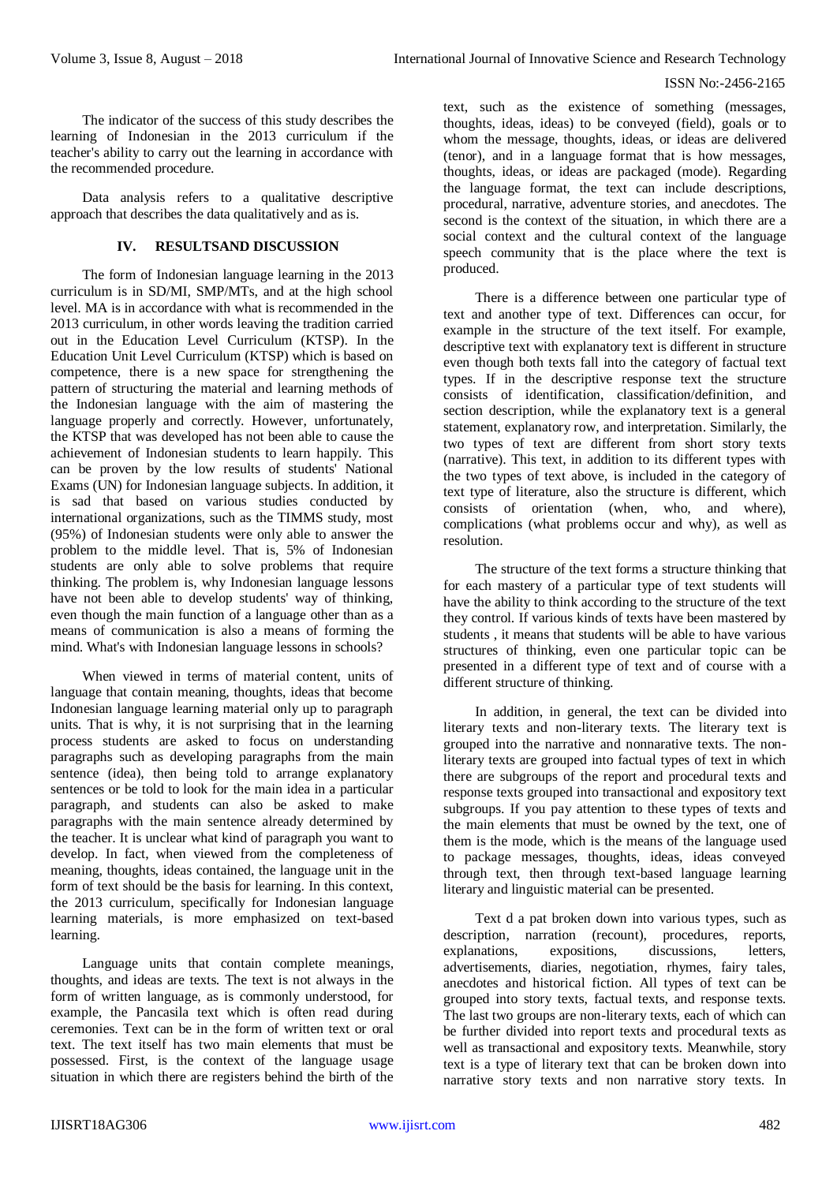The indicator of the success of this study describes the learning of Indonesian in the 2013 curriculum if the teacher's ability to carry out the learning in accordance with the recommended procedure.

Data analysis refers to a qualitative descriptive approach that describes the data qualitatively and as is.

## IV. RESULTSAND DISCUSSION

The form of Indonesian language learning in the 2013 curriculum is in SD/MI, SMP/MTs, and at the high school level. MA is in accordance with what is recommended in the 2013 curriculum, in other words leaving the tradition carried out in the Education Level Curriculum (KTSP). In the Education Unit Level Curriculum (KTSP) which is based on competence, there is a new space for strengthening the pattern of structuring the material and learning methods of the Indonesian language with the aim of mastering the language properly and correctly. However, unfortunately, the KTSP that was developed has not been able to cause the achievement of Indonesian students to learn happily. This can be proven by the low results of students' National Exams (UN) for Indonesian language subjects. In addition, it is sad that based on various studies conducted by international organizations, such as the TIMMS study, most (95%) of Indonesian students were only able to answer the problem to the middle level. That is, 5% of Indonesian students are only able to solve problems that require thinking. The problem is, why Indonesian language lessons have not been able to develop students' way of thinking, even though the main function of a language other than as a means of communication is also a means of forming the mind. What's with Indonesian language lessons in schools?

When viewed in terms of material content, units of language that contain meaning, thoughts, ideas that become Indonesian language learning material only up to paragraph units. That is why, it is not surprising that in the learning process students are asked to focus on understanding paragraphs such as developing paragraphs from the main sentence (idea), then being told to arrange explanatory sentences or be told to look for the main idea in a particular paragraph, and students can also be asked to make paragraphs with the main sentence already determined by the teacher. It is unclear what kind of paragraph you want to develop. In fact, when viewed from the completeness of meaning, thoughts, ideas contained, the language unit in the form of text should be the basis for learning. In this context, the 2013 curriculum, specifically for Indonesian language learning materials, is more emphasized on text-based learning.

Language units that contain complete meanings, thoughts, and ideas are texts. The text is not always in the form of written language, as is commonly understood, for example, the Pancasila text which is often read during ceremonies. Text can be in the form of written text or oral text. The text itself has two main elements that must be possessed. First, is the context of the language usage situation in which there are registers behind the birth of the text, such as the existence of something (messages, thoughts, ideas, ideas) to be conveyed (field), goals or to whom the message, thoughts, ideas, or ideas are delivered (tenor), and in a language format that is how messages, thoughts, ideas, or ideas are packaged (mode). Regarding the language format, the text can include descriptions, procedural, narrative, adventure stories, and anecdotes. The second is the context of the situation, in which there are a social context and the cultural context of the language speech community that is the place where the text is produced.

There is a difference between one particular type of text and another type of text. Differences can occur, for example in the structure of the text itself. For example, descriptive text with explanatory text is different in structure even though both texts fall into the category of factual text types. If in the descriptive response text the structure consists of identification, classification/definition, and section description, while the explanatory text is a general statement, explanatory row, and interpretation. Similarly, the two types of text are different from short story texts (narrative). This text, in addition to its different types with the two types of text above, is included in the category of text type of literature, also the structure is different, which consists of orientation (when, who, and where), complications (what problems occur and why), as well as resolution.

The structure of the text forms a structure thinking that for each mastery of a particular type of text students will have the ability to think according to the structure of the text they control. If various kinds of texts have been mastered by students , it means that students will be able to have various structures of thinking, even one particular topic can be presented in a different type of text and of course with a different structure of thinking.

In addition, in general, the text can be divided into literary texts and non-literary texts. The literary text is grouped into the narrative and nonnarative texts. The non-literary texts are grouped into factual types of text in which there are subgroups of the report and procedural texts and response texts grouped into transactional and expository text subgroups. If you pay attention to these types of texts and the main elements that must be owned by the text, one of them is the mode, which is the means of the language used to package messages, thoughts, ideas, ideas conveyed through text, then through text-based language learning literary and linguistic material can be presented.

Text d a pat broken down into various types, such as description, narration (recount), procedures, reports, explanations, expositions, discussions, letters, advertisements, diaries, negotiation, rhymes, fairy tales, anecdotes and historical fiction. All types of text can be grouped into story texts, factual texts, and response texts. The last two groups are non-literary texts, each of which can be further divided into report texts and procedural texts as well as transactional and expository texts. Meanwhile, story text is a type of literary text that can be broken down into narrative story texts and non narrative story texts. In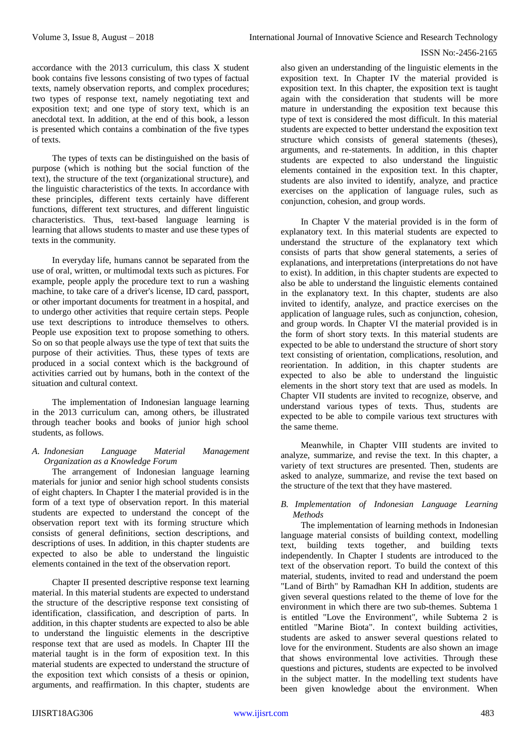accordance with the 2013 curriculum, this class X student book contains five lessons consisting of two types of factual texts, namely observation reports, and complex procedures; two types of response text, namely negotiating text and exposition text; and one type of story text, which is an anecdotal text. In addition, at the end of this book, a lesson is presented which contains a combination of the five types of texts.

The types of texts can be distinguished on the basis of purpose (which is nothing but the social function of the text), the structure of the text (organizational structure), and the linguistic characteristics of the texts. In accordance with these principles, different texts certainly have different functions, different text structures, and different linguistic characteristics. Thus, text-based language learning is learning that allows students to master and use these types of texts in the community.

In everyday life, humans cannot be separated from the use of oral, written, or multimodal texts such as pictures. For example, people apply the procedure text to run a washing machine, to take care of a driver's license, ID card, passport, or other important documents for treatment in a hospital, and to undergo other activities that require certain steps. People use text descriptions to introduce themselves to others. People use exposition text to propose something to others. So on so that people always use the type of text that suits the purpose of their activities. Thus, these types of texts are produced in a social context which is the background of activities carried out by humans, both in the context of the situation and cultural context.

The implementation of Indonesian language learning in the 2013 curriculum can, among others, be illustrated through teacher books and books of junior high school students, as follows.

### *A. Indonesian Language Material Management Organization as a Knowledge Forum*

The arrangement of Indonesian language learning materials for junior and senior high school students consists of eight chapters. In Chapter I the material provided is in the form of a text type of observation report. In this material students are expected to understand the concept of the observation report text with its forming structure which consists of general definitions, section descriptions, and descriptions of uses. In addition, in this chapter students are expected to also be able to understand the linguistic elements contained in the text of the observation report.

Chapter II presented descriptive response text learning material. In this material students are expected to understand the structure of the descriptive response text consisting of identification, classification, and description of parts. In addition, in this chapter students are expected to also be able to understand the linguistic elements in the descriptive response text that are used as models. In Chapter III the material taught is in the form of exposition text. In this material students are expected to understand the structure of the exposition text which consists of a thesis or opinion, arguments, and reaffirmation. In this chapter, students are also given an understanding of the linguistic elements in the exposition text. In Chapter IV the material provided is exposition text. In this chapter, the exposition text is taught again with the consideration that students will be more mature in understanding the exposition text because this type of text is considered the most difficult. In this material students are expected to better understand the exposition text structure which consists of general statements (theses), arguments, and re-statements. In addition, in this chapter students are expected to also understand the linguistic elements contained in the exposition text. In this chapter, students are also invited to identify, analyze, and practice exercises on the application of language rules, such as conjunction, cohesion, and group words.

In Chapter V the material provided is in the form of explanatory text. In this material students are expected to understand the structure of the explanatory text which consists of parts that show general statements, a series of explanations, and interpretations (interpretations do not have to exist). In addition, in this chapter students are expected to also be able to understand the linguistic elements contained in the explanatory text. In this chapter, students are also invited to identify, analyze, and practice exercises on the application of language rules, such as conjunction, cohesion, and group words. In Chapter VI the material provided is in the form of short story texts. In this material students are expected to be able to understand the structure of short story text consisting of orientation, complications, resolution, and reorientation. In addition, in this chapter students are expected to also be able to understand the linguistic elements in the short story text that are used as models. In Chapter VII students are invited to recognize, observe, and understand various types of texts. Thus, students are expected to be able to compile various text structures with the same theme.

Meanwhile, in Chapter VIII students are invited to analyze, summarize, and revise the text. In this chapter, a variety of text structures are presented. Then, students are asked to analyze, summarize, and revise the text based on the structure of the text that they have mastered.

### *B. Implementation of Indonesian Language Learning Methods*

The implementation of learning methods in Indonesian language material consists of building context, modelling text, building texts together, and building texts independently. In Chapter I students are introduced to the text of the observation report. To build the context of this material, students, invited to read and understand the poem "Land of Birth" by Ramadhan KH In addition, students are given several questions related to the theme of love for the environment in which there are two sub-themes. Subtema 1 is entitled "Love the Environment", while Subtema 2 is entitled "Marine Biota". In context building activities, students are asked to answer several questions related to love for the environment. Students are also shown an image that shows environmental love activities. Through these questions and pictures, students are expected to be involved in the subject matter. In the modelling text students have been given knowledge about the environment. When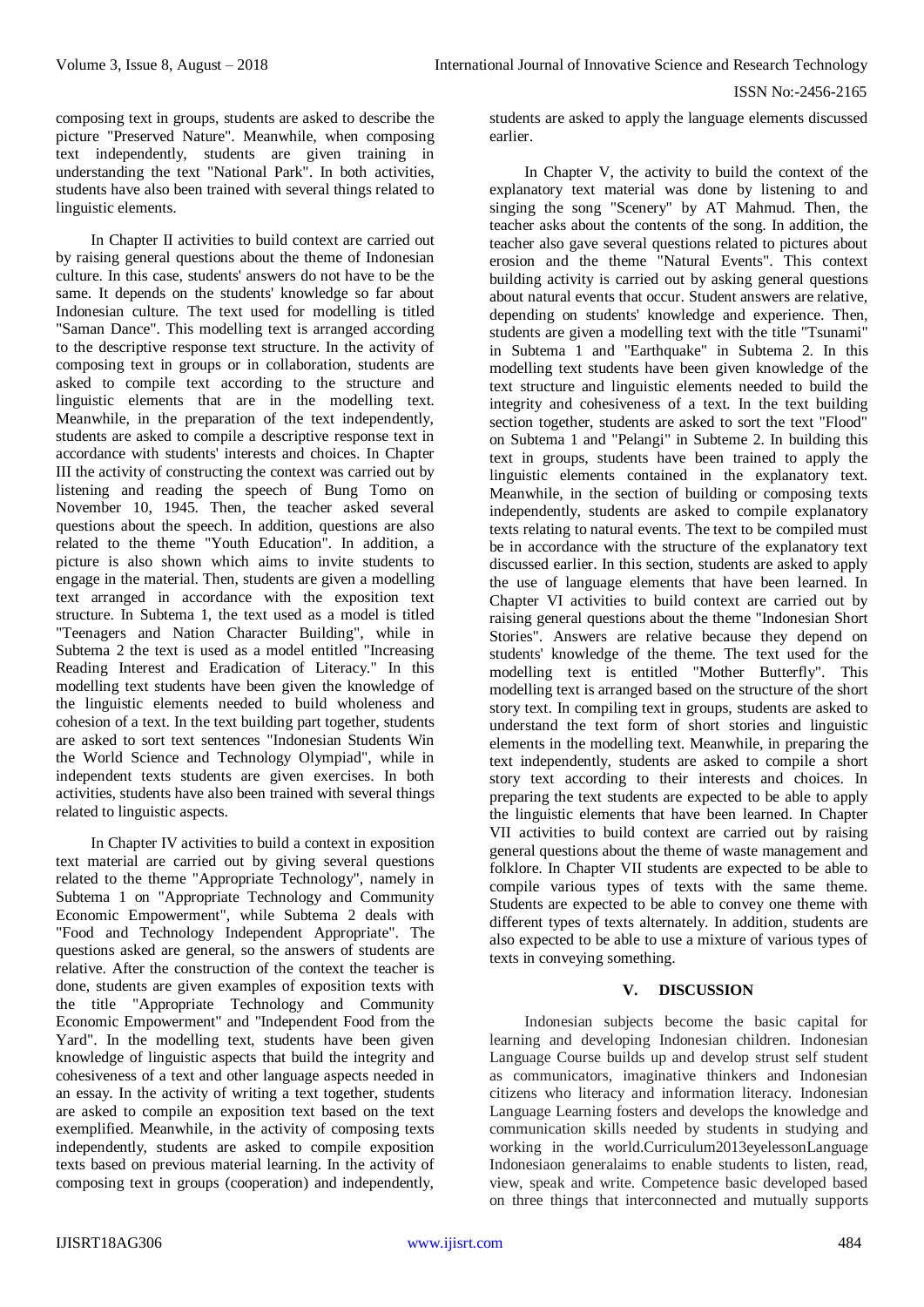composing text in groups, students are asked to describe the picture "Preserved Nature". Meanwhile, when composing text independently, students are given training in understanding the text "National Park". In both activities, students have also been trained with several things related to linguistic elements.

In Chapter II activities to build context are carried out by raising general questions about the theme of Indonesian culture. In this case, students' answers do not have to be the same. It depends on the students' knowledge so far about Indonesian culture. The text used for modelling is titled "Saman Dance". This modelling text is arranged according to the descriptive response text structure. In the activity of composing text in groups or in collaboration, students are asked to compile text according to the structure and linguistic elements that are in the modelling text. Meanwhile, in the preparation of the text independently, students are asked to compile a descriptive response text in accordance with students' interests and choices. In Chapter III the activity of constructing the context was carried out by listening and reading the speech of Bung Tomo on November 10, 1945. Then, the teacher asked several questions about the speech. In addition, questions are also related to the theme "Youth Education". In addition, a picture is also shown which aims to invite students to engage in the material. Then, students are given a modelling text arranged in accordance with the exposition text structure. In Subtema 1, the text used as a model is titled "Teenagers and Nation Character Building", while in Subtema 2 the text is used as a model entitled "Increasing Reading Interest and Eradication of Literacy." In this modelling text students have been given the knowledge of the linguistic elements needed to build wholeness and cohesion of a text. In the text building part together, students are asked to sort text sentences "Indonesian Students Win the World Science and Technology Olympiad", while in independent texts students are given exercises. In both activities, students have also been trained with several things related to linguistic aspects.

In Chapter IV activities to build a context in exposition text material are carried out by giving several questions related to the theme "Appropriate Technology", namely in Subtema 1 on "Appropriate Technology and Community Economic Empowerment", while Subtema 2 deals with "Food and Technology Independent Appropriate". The questions asked are general, so the answers of students are relative. After the construction of the context the teacher is done, students are given examples of exposition texts with the title "Appropriate Technology and Community Economic Empowerment" and "Independent Food from the Yard". In the modelling text, students have been given knowledge of linguistic aspects that build the integrity and cohesiveness of a text and other language aspects needed in an essay. In the activity of writing a text together, students are asked to compile an exposition text based on the text exemplified. Meanwhile, in the activity of composing texts independently, students are asked to compile exposition texts based on previous material learning. In the activity of composing text in groups (cooperation) and independently, students are asked to apply the language elements discussed earlier.

In Chapter V, the activity to build the context of the explanatory text material was done by listening to and singing the song "Scenery" by AT Mahmud. Then, the teacher asks about the contents of the song. In addition, the teacher also gave several questions related to pictures about erosion and the theme "Natural Events". This context building activity is carried out by asking general questions about natural events that occur. Student answers are relative, depending on students' knowledge and experience. Then, students are given a modelling text with the title "Tsunami" in Subtema 1 and "Earthquake" in Subtema 2. In this modelling text students have been given knowledge of the text structure and linguistic elements needed to build the integrity and cohesiveness of a text. In the text building section together, students are asked to sort the text "Flood" on Subtema 1 and "Pelangi" in Subteme 2. In building this text in groups, students have been trained to apply the linguistic elements contained in the explanatory text. Meanwhile, in the section of building or composing texts independently, students are asked to compile explanatory texts relating to natural events. The text to be compiled must be in accordance with the structure of the explanatory text discussed earlier. In this section, students are asked to apply the use of language elements that have been learned. In Chapter VI activities to build context are carried out by raising general questions about the theme "Indonesian Short Stories". Answers are relative because they depend on students' knowledge of the theme. The text used for the modelling text is entitled "Mother Butterfly". This modelling text is arranged based on the structure of the short story text. In compiling text in groups, students are asked to understand the text form of short stories and linguistic elements in the modelling text. Meanwhile, in preparing the text independently, students are asked to compile a short story text according to their interests and choices. In preparing the text students are expected to be able to apply the linguistic elements that have been learned. In Chapter VII activities to build context are carried out by raising general questions about the theme of waste management and folklore. In Chapter VII students are expected to be able to compile various types of texts with the same theme. Students are expected to be able to convey one theme with different types of texts alternately. In addition, students are also expected to be able to use a mixture of various types of texts in conveying something.

## V. DISCUSSION

Indonesian subjects become the basic capital for learning and developing Indonesian children. Indonesian Language Course builds up and develop strust self student as communicators, imaginative thinkers and Indonesian citizens who literacy and information literacy. Indonesian Language Learning fosters and develops the knowledge and communication skills needed by students in studying and working in the world.Curriculum2013eyelessonLanguage Indonesiaon generalaims to enable students to listen, read, view, speak and write. Competence basic developed based on three things that interconnected and mutually supports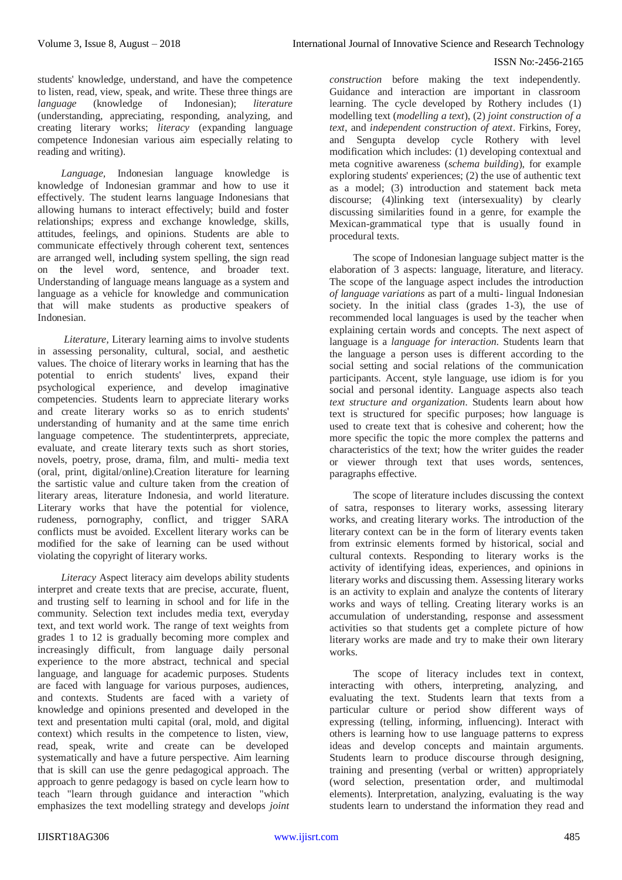students' knowledge, understand, and have the competence to listen, read, view, speak, and write. These three things are *language* (knowledge of Indonesian); *literature* (understanding, appreciating, responding, analyzing, and creating literary works; *literacy* (expanding language competence Indonesian various aim especially relating to reading and writing).

*Language*, Indonesian language knowledge is knowledge of Indonesian grammar and how to use it effectively. The student learns language Indonesians that allowing humans to interact effectively; build and foster relationships; express and exchange knowledge, skills, attitudes, feelings, and opinions. Students are able to communicate effectively through coherent text, sentences are arranged well, including system spelling, the sign read on the level word, sentence, and broader text. Understanding of language means language as a system and language as a vehicle for knowledge and communication that will make students as productive speakers of Indonesian.

*Literature*, Literary learning aims to involve students in assessing personality, cultural, social, and aesthetic values. The choice of literary works in learning that has the potential to enrich students' lives, expand their psychological experience, and develop imaginative competencies. Students learn to appreciate literary works and create literary works so as to enrich students' understanding of humanity and at the same time enrich language competence. The studentinterprets, appreciate, evaluate, and create literary texts such as short stories, novels, poetry, prose, drama, film, and multi- media text (oral, print, digital/online).Creation literature for learning the sartistic value and culture taken from the creation of literary areas, literature Indonesia, and world literature. Literary works that have the potential for violence, rudeness, pornography, conflict, and trigger SARA conflicts must be avoided. Excellent literary works can be modified for the sake of learning can be used without violating the copyright of literary works.

*Literacy* Aspect literacy aim develops ability students interpret and create texts that are precise, accurate, fluent, and trusting self to learning in school and for life in the community. Selection text includes media text, everyday text, and text world work. The range of text weights from grades 1 to 12 is gradually becoming more complex and increasingly difficult, from language daily personal experience to the more abstract, technical and special language, and language for academic purposes. Students are faced with language for various purposes, audiences, and contexts. Students are faced with a variety of knowledge and opinions presented and developed in the text and presentation multi capital (oral, mold, and digital context) which results in the competence to listen, view, read, speak, write and create can be developed systematically and have a future perspective. Aim learning that is skill can use the genre pedagogical approach. The approach to genre pedagogy is based on cycle learn how to teach "learn through guidance and interaction "which emphasizes the text modelling strategy and develops *joint construction* before making the text independently. Guidance and interaction are important in classroom learning. The cycle developed by Rothery includes (1) modelling text (*modelling a text*), (2) *joint construction of a text*, and *independent construction of atext*. Firkins, Forey, and Sengupta develop cycle Rothery with level modification which includes: (1) developing contextual and meta cognitive awareness (*schema building*), for example exploring students' experiences; (2) the use of authentic text as a model; (3) introduction and statement back meta discourse; (4)linking text (intersexuality) by clearly discussing similarities found in a genre, for example the Mexican-grammatical type that is usually found in procedural texts.

The scope of Indonesian language subject matter is the elaboration of 3 aspects: language, literature, and literacy. The scope of the language aspect includes the introduction *of language variations* as part of a multi- lingual Indonesian society. In the initial class (grades 1-3), the use of recommended local languages is used by the teacher when explaining certain words and concepts. The next aspect of language is a *language for interaction*. Students learn that the language a person uses is different according to the social setting and social relations of the communication participants. Accent, style language, use idiom is for you social and personal identity. Language aspects also teach *text structure and organization*. Students learn about how text is structured for specific purposes; how language is used to create text that is cohesive and coherent; how the more specific the topic the more complex the patterns and characteristics of the text; how the writer guides the reader or viewer through text that uses words, sentences, paragraphs effective.

The scope of literature includes discussing the context of satra, responses to literary works, assessing literary works, and creating literary works. The introduction of the literary context can be in the form of literary events taken from extrinsic elements formed by historical, social and cultural contexts. Responding to literary works is the activity of identifying ideas, experiences, and opinions in literary works and discussing them. Assessing literary works is an activity to explain and analyze the contents of literary works and ways of telling. Creating literary works is an accumulation of understanding, response and assessment activities so that students get a complete picture of how literary works are made and try to make their own literary works.

The scope of literacy includes text in context, interacting with others, interpreting, analyzing, and evaluating the text. Students learn that texts from a particular culture or period show different ways of expressing (telling, informing, influencing). Interact with others is learning how to use language patterns to express ideas and develop concepts and maintain arguments. Students learn to produce discourse through designing, training and presenting (verbal or written) appropriately (word selection, presentation order, and multimodal elements). Interpretation, analyzing, evaluating is the way students learn to understand the information they read and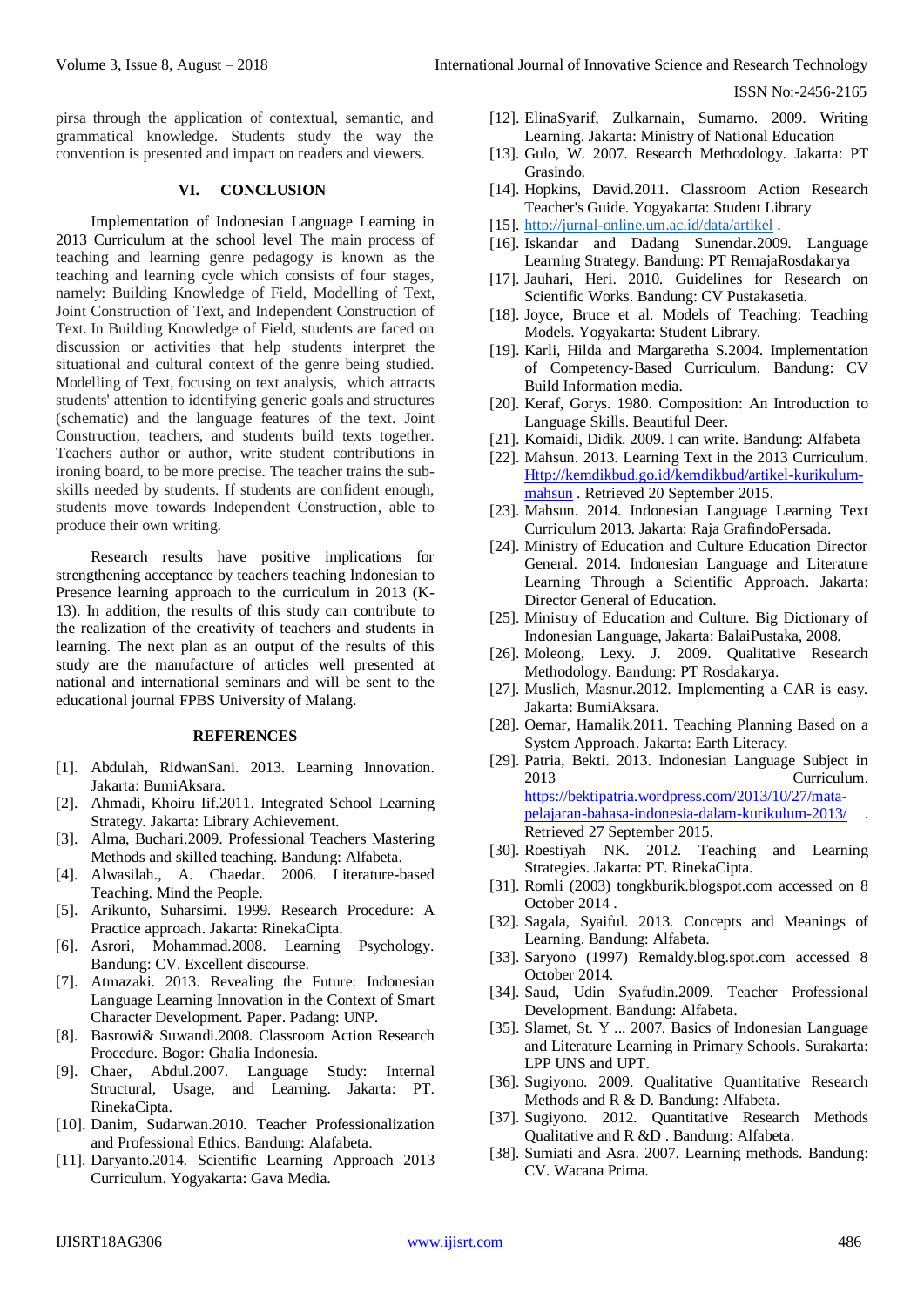pirsa through the application of contextual, semantic, and grammatical knowledge. Students study the way the convention is presented and impact on readers and viewers.

## VI. CONCLUSION

Implementation of Indonesian Language Learning in 2013 Curriculum at the school level The main process of teaching and learning genre pedagogy is known as the teaching and learning cycle which consists of four stages, namely: Building Knowledge of Field, Modelling of Text, Joint Construction of Text, and Independent Construction of Text. In Building Knowledge of Field, students are faced on discussion or activities that help students interpret the situational and cultural context of the genre being studied. Modelling of Text, focusing on text analysis, which attracts students' attention to identifying generic goals and structures (schematic) and the language features of the text. Joint Construction, teachers, and students build texts together. Teachers author or author, write student contributions in ironing board, to be more precise. The teacher trains the sub-skills needed by students. If students are confident enough, students move towards Independent Construction, able to produce their own writing.

Research results have positive implications for strengthening acceptance by teachers teaching Indonesian to Presence learning approach to the curriculum in 2013 (K-13). In addition, the results of this study can contribute to the realization of the creativity of teachers and students in learning. The next plan as an output of the results of this study are the manufacture of articles well presented at national and international seminars and will be sent to the educational journal FPBS University of Malang.

## REFERENCES

[1]. Abdulah, RidwanSani. 2013. Learning Innovation. Jakarta: BumiAksara.
[2]. Ahmadi, Khoiru Iif.2011. Integrated School Learning Strategy. Jakarta: Library Achievement.
[3]. Alma, Buchari.2009. Professional Teachers Mastering Methods and skilled teaching. Bandung: Alfabeta.
[4]. Alwasilah., A. Chaedar. 2006. Literature-based Teaching. Mind the People.
[5]. Arikunto, Suharsimi. 1999. Research Procedure: A Practice approach. Jakarta: RinekaCipta.
[6]. Asrori, Mohammad.2008. Learning Psychology. Bandung: CV. Excellent discourse.
[7]. Atmazaki. 2013. Revealing the Future: Indonesian Language Learning Innovation in the Context of Smart Character Development. Paper. Padang: UNP.
[8]. Basrowi& Suwandi.2008. Classroom Action Research Procedure. Bogor: Ghalia Indonesia.
[9]. Chaer, Abdul.2007. Language Study: Internal Structural, Usage, and Learning. Jakarta: PT. RinekaCipta.
[10]. Danim, Sudarwan.2010. Teacher Professionalization and Professional Ethics. Bandung: Alafabeta.
[11]. Daryanto.2014. Scientific Learning Approach 2013 Curriculum. Yogyakarta: Gava Media.
[12]. ElinaSyarif, Zulkarnain, Sumarno. 2009. Writing Learning. Jakarta: Ministry of National Education
[13]. Gulo, W. 2007. Research Methodology. Jakarta: PT Grasindo.
[14]. Hopkins, David.2011. Classroom Action Research Teacher's Guide. Yogyakarta: Student Library
[15]. http://jurnal-online.um.ac.id/data/artikel .
[16]. Iskandar and Dadang Sunendar.2009. Language Learning Strategy. Bandung: PT RemajaRosdakarya
[17]. Jauhari, Heri. 2010. Guidelines for Research on Scientific Works. Bandung: CV Pustakasetia.
[18]. Joyce, Bruce et al. Models of Teaching: Teaching Models. Yogyakarta: Student Library.
[19]. Karli, Hilda and Margaretha S.2004. Implementation of Competency-Based Curriculum. Bandung: CV Build Information media.
[20]. Keraf, Gorys. 1980. Composition: An Introduction to Language Skills. Beautiful Deer.
[21]. Komaidi, Didik. 2009. I can write. Bandung: Alfabeta
[22]. Mahsun. 2013. Learning Text in the 2013 Curriculum. Http://kemdikbud.go.id/kemdikbud/artikel-kurikulum-mahsun . Retrieved 20 September 2015.
[23]. Mahsun. 2014. Indonesian Language Learning Text Curriculum 2013. Jakarta: Raja GrafindoPersada.
[24]. Ministry of Education and Culture Education Director General. 2014. Indonesian Language and Literature Learning Through a Scientific Approach. Jakarta: Director General of Education.
[25]. Ministry of Education and Culture. Big Dictionary of Indonesian Language, Jakarta: BalaiPustaka, 2008.
[26]. Moleong, Lexy. J. 2009. Qualitative Research Methodology. Bandung: PT Rosdakarya.
[27]. Muslich, Masnur.2012. Implementing a CAR is easy. Jakarta: BumiAksara.
[28]. Oemar, Hamalik.2011. Teaching Planning Based on a System Approach. Jakarta: Earth Literacy.
[29]. Patria, Bekti. 2013. Indonesian Language Subject in 2013 Curriculum. https://bektipatria.wordpress.com/2013/10/27/mata-pelajaran-bahasa-indonesia-dalam-kurikulum-2013/ . Retrieved 27 September 2015.
[30]. Roestiyah NK. 2012. Teaching and Learning Strategies. Jakarta: PT. RinekaCipta.
[31]. Romli (2003) tongkburik.blogspot.com accessed on 8 October 2014 .
[32]. Sagala, Syaiful. 2013. Concepts and Meanings of Learning. Bandung: Alfabeta.
[33]. Saryono (1997) Remaldy.blog.spot.com accessed 8 October 2014.
[34]. Saud, Udin Syafudin.2009. Teacher Professional Development. Bandung: Alfabeta.
[35]. Slamet, St. Y ... 2007. Basics of Indonesian Language and Literature Learning in Primary Schools. Surakarta: LPP UNS and UPT.
[36]. Sugiyono. 2009. Qualitative Quantitative Research Methods and R & D. Bandung: Alfabeta.
[37]. Sugiyono. 2012. Quantitative Research Methods Qualitative and R &D . Bandung: Alfabeta.
[38]. Sumiati and Asra. 2007. Learning methods. Bandung: CV. Wacana Prima.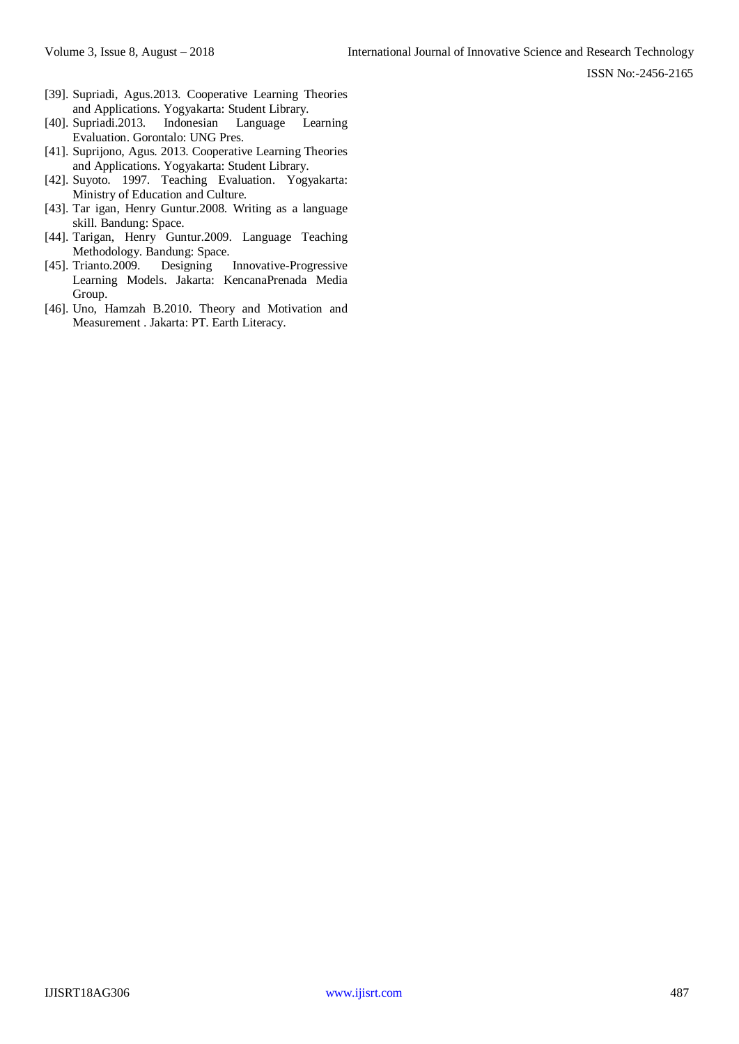[39]. Supriadi, Agus.2013. Cooperative Learning Theories and Applications. Yogyakarta: Student Library.

[40]. Supriadi.2013. Indonesian Language Learning Evaluation. Gorontalo: UNG Pres.

[41]. Suprijono, Agus. 2013. Cooperative Learning Theories and Applications. Yogyakarta: Student Library.

[42]. Suyoto. 1997. Teaching Evaluation. Yogyakarta: Ministry of Education and Culture.

[43]. Tar igan, Henry Guntur.2008. Writing as a language skill. Bandung: Space.

[44]. Tarigan, Henry Guntur.2009. Language Teaching Methodology. Bandung: Space.

[45]. Trianto.2009. Designing Innovative-Progressive Learning Models. Jakarta: KencanaPrenada Media Group.

[46]. Uno, Hamzah B.2010. Theory and Motivation and Measurement . Jakarta: PT. Earth Literacy.